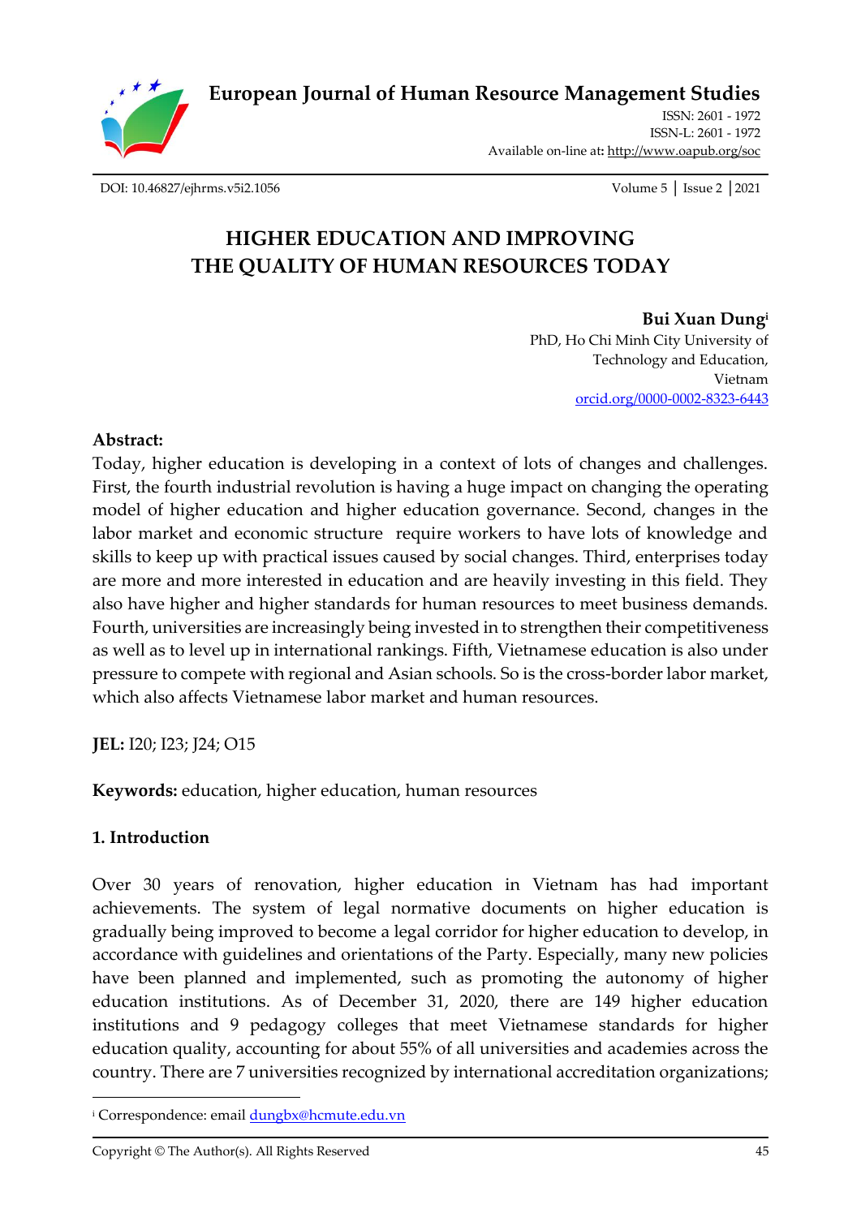# European Journal of Human Resource Management Studies

ISSN: 2601 - 1972
ISSN-L: 2601 - 1972
Available on-line at: http://www.oapub.org/soc

DOI: 10.46827/ejhrms.v5i2.1056

## HIGHER EDUCATION AND IMPROVING THE QUALITY OF HUMAN RESOURCES TODAY

**Bui Xuan Dung**[i]
PhD, Ho Chi Minh City University of Technology and Education, Vietnam
orcid.org/0000-0002-8323-6443

**Abstract:**
Today, higher education is developing in a context of lots of changes and challenges. First, the fourth industrial revolution is having a huge impact on changing the operating model of higher education and higher education governance. Second, changes in the labor market and economic structure require workers to have lots of knowledge and skills to keep up with practical issues caused by social changes. Third, enterprises today are more and more interested in education and are heavily investing in this field. They also have higher and higher standards for human resources to meet business demands. Fourth, universities are increasingly being invested in to strengthen their competitiveness as well as to level up in international rankings. Fifth, Vietnamese education is also under pressure to compete with regional and Asian schools. So is the cross-border labor market, which also affects Vietnamese labor market and human resources.

**JEL:** I20; I23; J24; O15

**Keywords:** education, higher education, human resources

### 1. Introduction

Over 30 years of renovation, higher education in Vietnam has had important achievements. The system of legal normative documents on higher education is gradually being improved to become a legal corridor for higher education to develop, in accordance with guidelines and orientations of the Party. Especially, many new policies have been planned and implemented, such as promoting the autonomy of higher education institutions. As of December 31, 2020, there are 149 higher education institutions and 9 pedagogy colleges that meet Vietnamese standards for higher education quality, accounting for about 55% of all universities and academies across the country. There are 7 universities recognized by international accreditation organizations;

---

[i] Correspondence: email dungbx@hcmute.edu.vn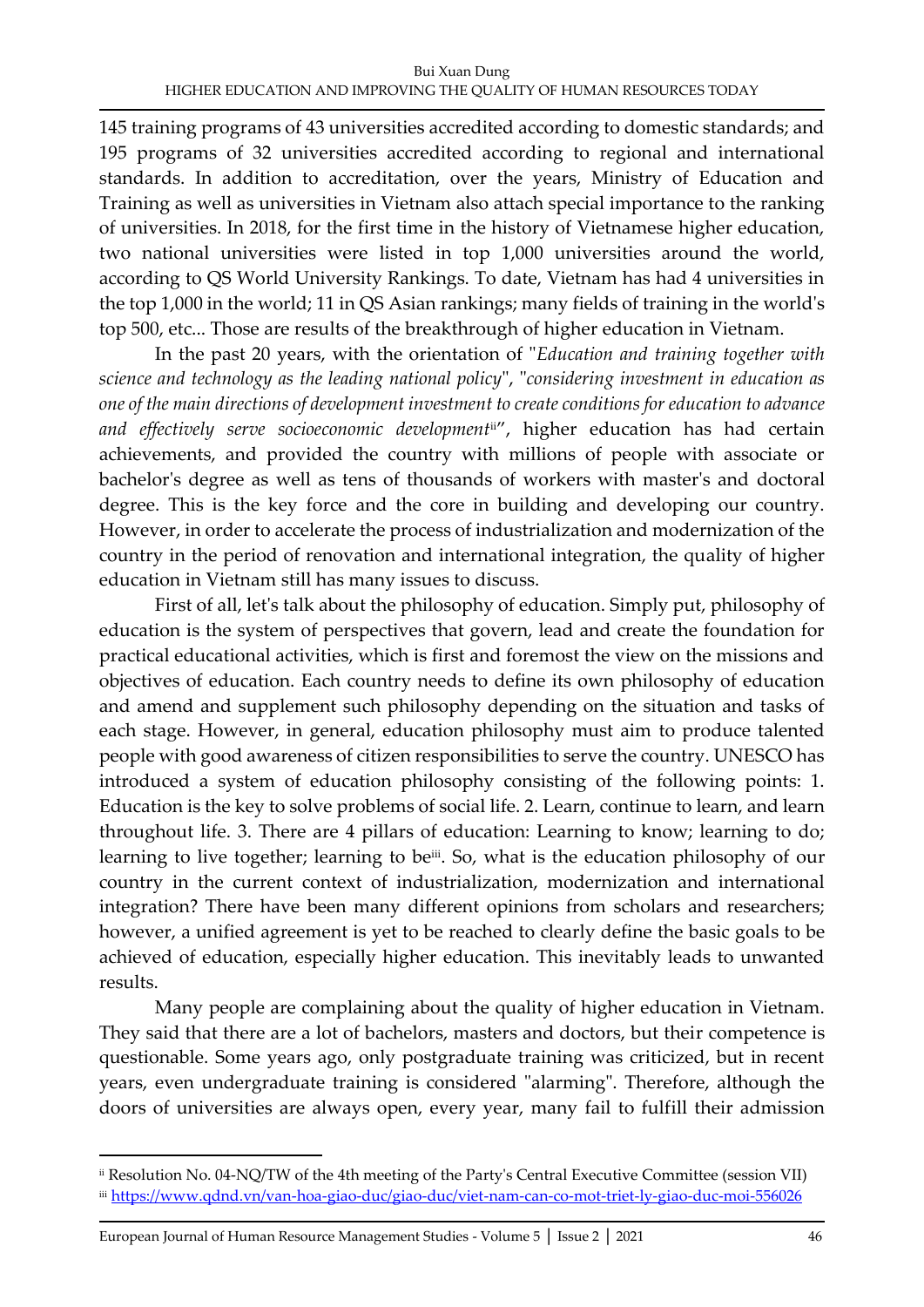145 training programs of 43 universities accredited according to domestic standards; and 195 programs of 32 universities accredited according to regional and international standards. In addition to accreditation, over the years, Ministry of Education and Training as well as universities in Vietnam also attach special importance to the ranking of universities. In 2018, for the first time in the history of Vietnamese higher education, two national universities were listed in top 1,000 universities around the world, according to QS World University Rankings. To date, Vietnam has had 4 universities in the top 1,000 in the world; 11 in QS Asian rankings; many fields of training in the world's top 500, etc... Those are results of the breakthrough of higher education in Vietnam.

In the past 20 years, with the orientation of "*Education and training together with science and technology as the leading national policy*", "*considering investment in education as one of the main directions of development investment to create conditions for education to advance and effectively serve socioeconomic development*[ii]", higher education has had certain achievements, and provided the country with millions of people with associate or bachelor's degree as well as tens of thousands of workers with master's and doctoral degree. This is the key force and the core in building and developing our country. However, in order to accelerate the process of industrialization and modernization of the country in the period of renovation and international integration, the quality of higher education in Vietnam still has many issues to discuss.

First of all, let's talk about the philosophy of education. Simply put, philosophy of education is the system of perspectives that govern, lead and create the foundation for practical educational activities, which is first and foremost the view on the missions and objectives of education. Each country needs to define its own philosophy of education and amend and supplement such philosophy depending on the situation and tasks of each stage. However, in general, education philosophy must aim to produce talented people with good awareness of citizen responsibilities to serve the country. UNESCO has introduced a system of education philosophy consisting of the following points: 1. Education is the key to solve problems of social life. 2. Learn, continue to learn, and learn throughout life. 3. There are 4 pillars of education: Learning to know; learning to do; learning to live together; learning to be[iii]. So, what is the education philosophy of our country in the current context of industrialization, modernization and international integration? There have been many different opinions from scholars and researchers; however, a unified agreement is yet to be reached to clearly define the basic goals to be achieved of education, especially higher education. This inevitably leads to unwanted results.

Many people are complaining about the quality of higher education in Vietnam. They said that there are a lot of bachelors, masters and doctors, but their competence is questionable. Some years ago, only postgraduate training was criticized, but in recent years, even undergraduate training is considered "alarming". Therefore, although the doors of universities are always open, every year, many fail to fulfill their admission

---

[ii] Resolution No. 04-NQ/TW of the 4th meeting of the Party's Central Executive Committee (session VII)

[iii] https://www.qdnd.vn/van-hoa-giao-duc/giao-duc/viet-nam-can-co-mot-triet-ly-giao-duc-moi-556026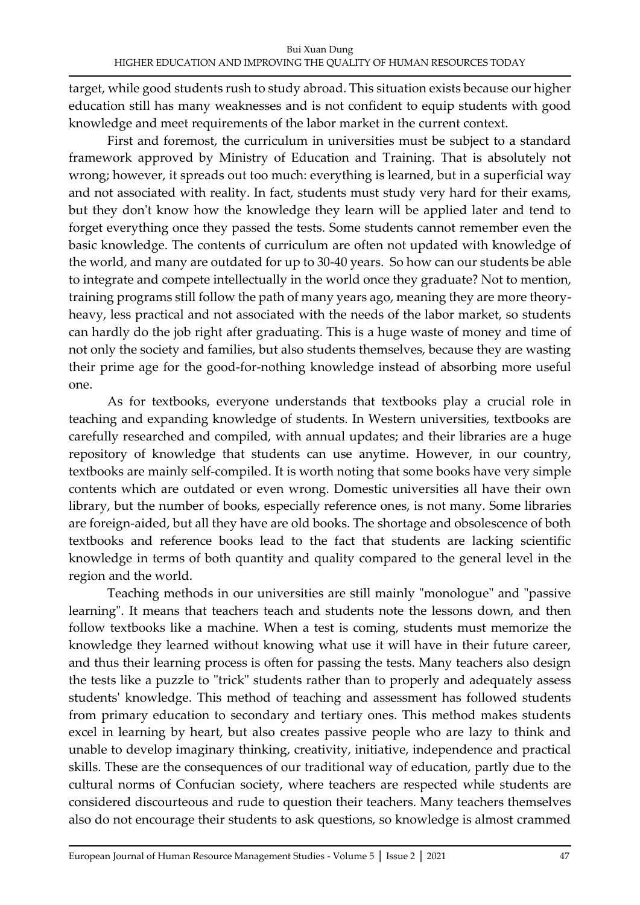target, while good students rush to study abroad. This situation exists because our higher education still has many weaknesses and is not confident to equip students with good knowledge and meet requirements of the labor market in the current context.

First and foremost, the curriculum in universities must be subject to a standard framework approved by Ministry of Education and Training. That is absolutely not wrong; however, it spreads out too much: everything is learned, but in a superficial way and not associated with reality. In fact, students must study very hard for their exams, but they don't know how the knowledge they learn will be applied later and tend to forget everything once they passed the tests. Some students cannot remember even the basic knowledge. The contents of curriculum are often not updated with knowledge of the world, and many are outdated for up to 30-40 years. So how can our students be able to integrate and compete intellectually in the world once they graduate? Not to mention, training programs still follow the path of many years ago, meaning they are more theory-heavy, less practical and not associated with the needs of the labor market, so students can hardly do the job right after graduating. This is a huge waste of money and time of not only the society and families, but also students themselves, because they are wasting their prime age for the good-for-nothing knowledge instead of absorbing more useful one.

As for textbooks, everyone understands that textbooks play a crucial role in teaching and expanding knowledge of students. In Western universities, textbooks are carefully researched and compiled, with annual updates; and their libraries are a huge repository of knowledge that students can use anytime. However, in our country, textbooks are mainly self-compiled. It is worth noting that some books have very simple contents which are outdated or even wrong. Domestic universities all have their own library, but the number of books, especially reference ones, is not many. Some libraries are foreign-aided, but all they have are old books. The shortage and obsolescence of both textbooks and reference books lead to the fact that students are lacking scientific knowledge in terms of both quantity and quality compared to the general level in the region and the world.

Teaching methods in our universities are still mainly "monologue" and "passive learning". It means that teachers teach and students note the lessons down, and then follow textbooks like a machine. When a test is coming, students must memorize the knowledge they learned without knowing what use it will have in their future career, and thus their learning process is often for passing the tests. Many teachers also design the tests like a puzzle to "trick" students rather than to properly and adequately assess students' knowledge. This method of teaching and assessment has followed students from primary education to secondary and tertiary ones. This method makes students excel in learning by heart, but also creates passive people who are lazy to think and unable to develop imaginary thinking, creativity, initiative, independence and practical skills. These are the consequences of our traditional way of education, partly due to the cultural norms of Confucian society, where teachers are respected while students are considered discourteous and rude to question their teachers. Many teachers themselves also do not encourage their students to ask questions, so knowledge is almost crammed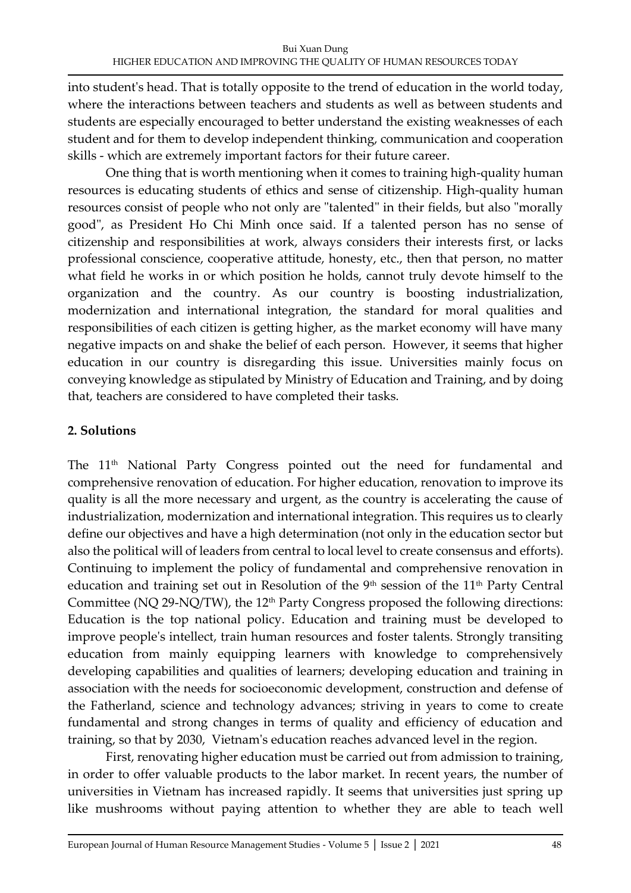into student's head. That is totally opposite to the trend of education in the world today, where the interactions between teachers and students as well as between students and students are especially encouraged to better understand the existing weaknesses of each student and for them to develop independent thinking, communication and cooperation skills - which are extremely important factors for their future career.

One thing that is worth mentioning when it comes to training high-quality human resources is educating students of ethics and sense of citizenship. High-quality human resources consist of people who not only are "talented" in their fields, but also "morally good", as President Ho Chi Minh once said. If a talented person has no sense of citizenship and responsibilities at work, always considers their interests first, or lacks professional conscience, cooperative attitude, honesty, etc., then that person, no matter what field he works in or which position he holds, cannot truly devote himself to the organization and the country. As our country is boosting industrialization, modernization and international integration, the standard for moral qualities and responsibilities of each citizen is getting higher, as the market economy will have many negative impacts on and shake the belief of each person. However, it seems that higher education in our country is disregarding this issue. Universities mainly focus on conveying knowledge as stipulated by Ministry of Education and Training, and by doing that, teachers are considered to have completed their tasks.

## 2. Solutions

The 11th National Party Congress pointed out the need for fundamental and comprehensive renovation of education. For higher education, renovation to improve its quality is all the more necessary and urgent, as the country is accelerating the cause of industrialization, modernization and international integration. This requires us to clearly define our objectives and have a high determination (not only in the education sector but also the political will of leaders from central to local level to create consensus and efforts). Continuing to implement the policy of fundamental and comprehensive renovation in education and training set out in Resolution of the 9th session of the 11th Party Central Committee (NQ 29-NQ/TW), the 12th Party Congress proposed the following directions: Education is the top national policy. Education and training must be developed to improve people's intellect, train human resources and foster talents. Strongly transiting education from mainly equipping learners with knowledge to comprehensively developing capabilities and qualities of learners; developing education and training in association with the needs for socioeconomic development, construction and defense of the Fatherland, science and technology advances; striving in years to come to create fundamental and strong changes in terms of quality and efficiency of education and training, so that by 2030, Vietnam's education reaches advanced level in the region.

First, renovating higher education must be carried out from admission to training, in order to offer valuable products to the labor market. In recent years, the number of universities in Vietnam has increased rapidly. It seems that universities just spring up like mushrooms without paying attention to whether they are able to teach well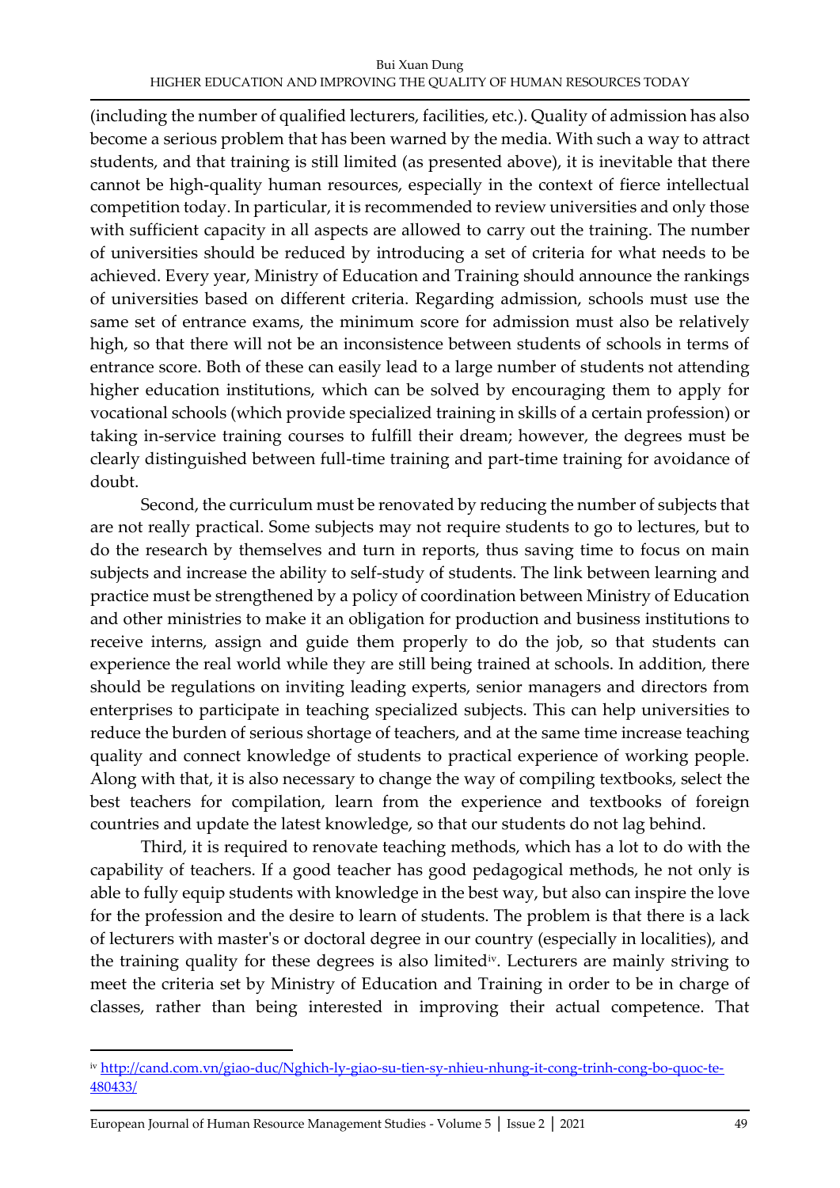(including the number of qualified lecturers, facilities, etc.). Quality of admission has also become a serious problem that has been warned by the media. With such a way to attract students, and that training is still limited (as presented above), it is inevitable that there cannot be high-quality human resources, especially in the context of fierce intellectual competition today. In particular, it is recommended to review universities and only those with sufficient capacity in all aspects are allowed to carry out the training. The number of universities should be reduced by introducing a set of criteria for what needs to be achieved. Every year, Ministry of Education and Training should announce the rankings of universities based on different criteria. Regarding admission, schools must use the same set of entrance exams, the minimum score for admission must also be relatively high, so that there will not be an inconsistence between students of schools in terms of entrance score. Both of these can easily lead to a large number of students not attending higher education institutions, which can be solved by encouraging them to apply for vocational schools (which provide specialized training in skills of a certain profession) or taking in-service training courses to fulfill their dream; however, the degrees must be clearly distinguished between full-time training and part-time training for avoidance of doubt.

Second, the curriculum must be renovated by reducing the number of subjects that are not really practical. Some subjects may not require students to go to lectures, but to do the research by themselves and turn in reports, thus saving time to focus on main subjects and increase the ability to self-study of students. The link between learning and practice must be strengthened by a policy of coordination between Ministry of Education and other ministries to make it an obligation for production and business institutions to receive interns, assign and guide them properly to do the job, so that students can experience the real world while they are still being trained at schools. In addition, there should be regulations on inviting leading experts, senior managers and directors from enterprises to participate in teaching specialized subjects. This can help universities to reduce the burden of serious shortage of teachers, and at the same time increase teaching quality and connect knowledge of students to practical experience of working people. Along with that, it is also necessary to change the way of compiling textbooks, select the best teachers for compilation, learn from the experience and textbooks of foreign countries and update the latest knowledge, so that our students do not lag behind.

Third, it is required to renovate teaching methods, which has a lot to do with the capability of teachers. If a good teacher has good pedagogical methods, he not only is able to fully equip students with knowledge in the best way, but also can inspire the love for the profession and the desire to learn of students. The problem is that there is a lack of lecturers with master's or doctoral degree in our country (especially in localities), and the training quality for these degrees is also limited[iv]. Lecturers are mainly striving to meet the criteria set by Ministry of Education and Training in order to be in charge of classes, rather than being interested in improving their actual competence. That

---

[iv] http://cand.com.vn/giao-duc/Nghich-ly-giao-su-tien-sy-nhieu-nhung-it-cong-trinh-cong-bo-quoc-te-480433/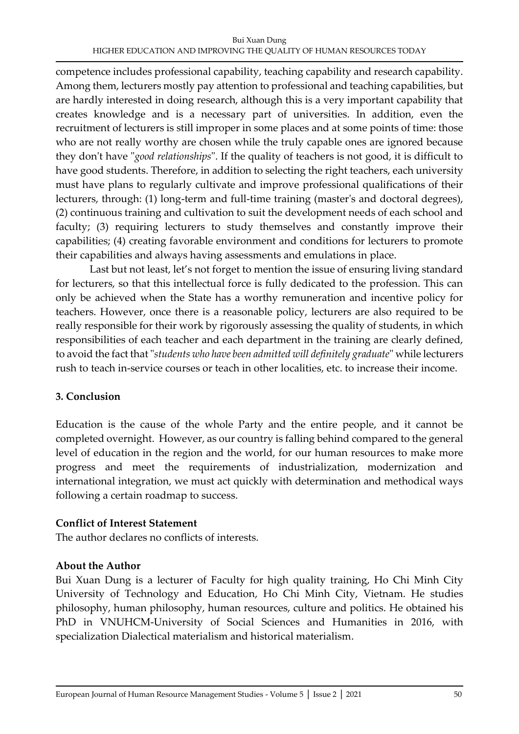competence includes professional capability, teaching capability and research capability. Among them, lecturers mostly pay attention to professional and teaching capabilities, but are hardly interested in doing research, although this is a very important capability that creates knowledge and is a necessary part of universities. In addition, even the recruitment of lecturers is still improper in some places and at some points of time: those who are not really worthy are chosen while the truly capable ones are ignored because they don't have "*good relationships*". If the quality of teachers is not good, it is difficult to have good students. Therefore, in addition to selecting the right teachers, each university must have plans to regularly cultivate and improve professional qualifications of their lecturers, through: (1) long-term and full-time training (master's and doctoral degrees), (2) continuous training and cultivation to suit the development needs of each school and faculty; (3) requiring lecturers to study themselves and constantly improve their capabilities; (4) creating favorable environment and conditions for lecturers to promote their capabilities and always having assessments and emulations in place.

Last but not least, let's not forget to mention the issue of ensuring living standard for lecturers, so that this intellectual force is fully dedicated to the profession. This can only be achieved when the State has a worthy remuneration and incentive policy for teachers. However, once there is a reasonable policy, lecturers are also required to be really responsible for their work by rigorously assessing the quality of students, in which responsibilities of each teacher and each department in the training are clearly defined, to avoid the fact that "*students who have been admitted will definitely graduate*" while lecturers rush to teach in-service courses or teach in other localities, etc. to increase their income.

## 3. Conclusion

Education is the cause of the whole Party and the entire people, and it cannot be completed overnight. However, as our country is falling behind compared to the general level of education in the region and the world, for our human resources to make more progress and meet the requirements of industrialization, modernization and international integration, we must act quickly with determination and methodical ways following a certain roadmap to success.

### Conflict of Interest Statement

The author declares no conflicts of interests.

### About the Author

Bui Xuan Dung is a lecturer of Faculty for high quality training, Ho Chi Minh City University of Technology and Education, Ho Chi Minh City, Vietnam. He studies philosophy, human philosophy, human resources, culture and politics. He obtained his PhD in VNUHCM-University of Social Sciences and Humanities in 2016, with specialization Dialectical materialism and historical materialism.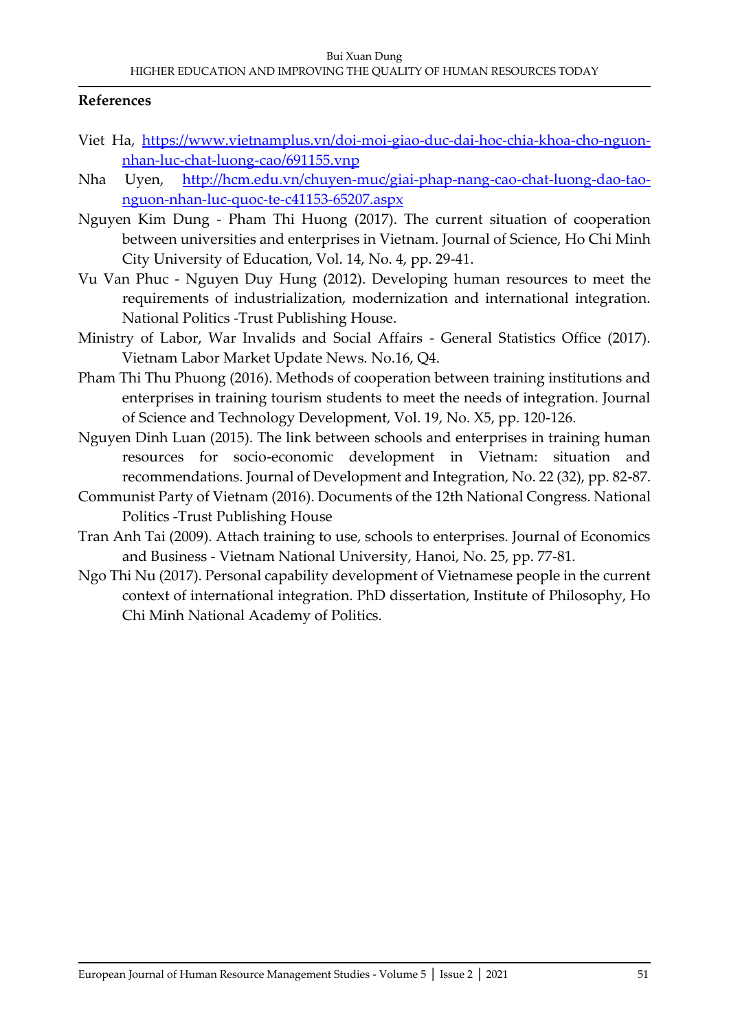## References

Viet Ha, https://www.vietnamplus.vn/doi-moi-giao-duc-dai-hoc-chia-khoa-cho-nguon-nhan-luc-chat-luong-cao/691155.vnp

Nha Uyen, http://hcm.edu.vn/chuyen-muc/giai-phap-nang-cao-chat-luong-dao-tao-nguon-nhan-luc-quoc-te-c41153-65207.aspx

Nguyen Kim Dung - Pham Thi Huong (2017). The current situation of cooperation between universities and enterprises in Vietnam. Journal of Science, Ho Chi Minh City University of Education, Vol. 14, No. 4, pp. 29-41.

Vu Van Phuc - Nguyen Duy Hung (2012). Developing human resources to meet the requirements of industrialization, modernization and international integration. National Politics -Trust Publishing House.

Ministry of Labor, War Invalids and Social Affairs - General Statistics Office (2017). Vietnam Labor Market Update News. No.16, Q4.

Pham Thi Thu Phuong (2016). Methods of cooperation between training institutions and enterprises in training tourism students to meet the needs of integration. Journal of Science and Technology Development, Vol. 19, No. X5, pp. 120-126.

Nguyen Dinh Luan (2015). The link between schools and enterprises in training human resources for socio-economic development in Vietnam: situation and recommendations. Journal of Development and Integration, No. 22 (32), pp. 82-87.

Communist Party of Vietnam (2016). Documents of the 12th National Congress. National Politics -Trust Publishing House

Tran Anh Tai (2009). Attach training to use, schools to enterprises. Journal of Economics and Business - Vietnam National University, Hanoi, No. 25, pp. 77-81.

Ngo Thi Nu (2017). Personal capability development of Vietnamese people in the current context of international integration. PhD dissertation, Institute of Philosophy, Ho Chi Minh National Academy of Politics.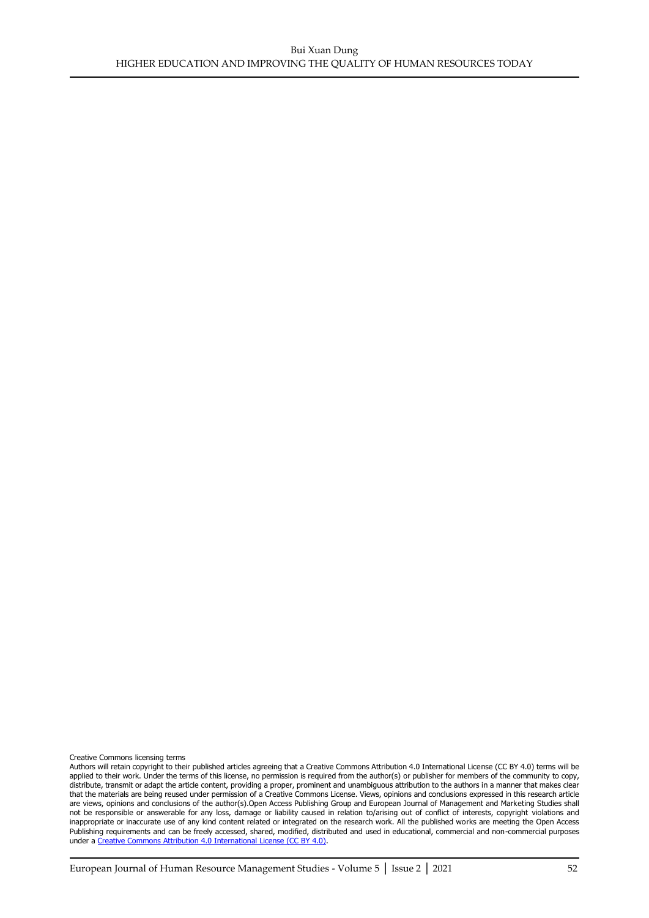Creative Commons licensing terms

Authors will retain copyright to their published articles agreeing that a Creative Commons Attribution 4.0 International License (CC BY 4.0) terms will be applied to their work. Under the terms of this license, no permission is required from the author(s) or publisher for members of the community to copy, distribute, transmit or adapt the article content, providing a proper, prominent and unambiguous attribution to the authors in a manner that makes clear that the materials are being reused under permission of a Creative Commons License. Views, opinions and conclusions expressed in this research article are views, opinions and conclusions of the author(s).Open Access Publishing Group and European Journal of Management and Marketing Studies shall not be responsible or answerable for any loss, damage or liability caused in relation to/arising out of conflict of interests, copyright violations and inappropriate or inaccurate use of any kind content related or integrated on the research work. All the published works are meeting the Open Access Publishing requirements and can be freely accessed, shared, modified, distributed and used in educational, commercial and non-commercial purposes under a Creative Commons Attribution 4.0 International License (CC BY 4.0).